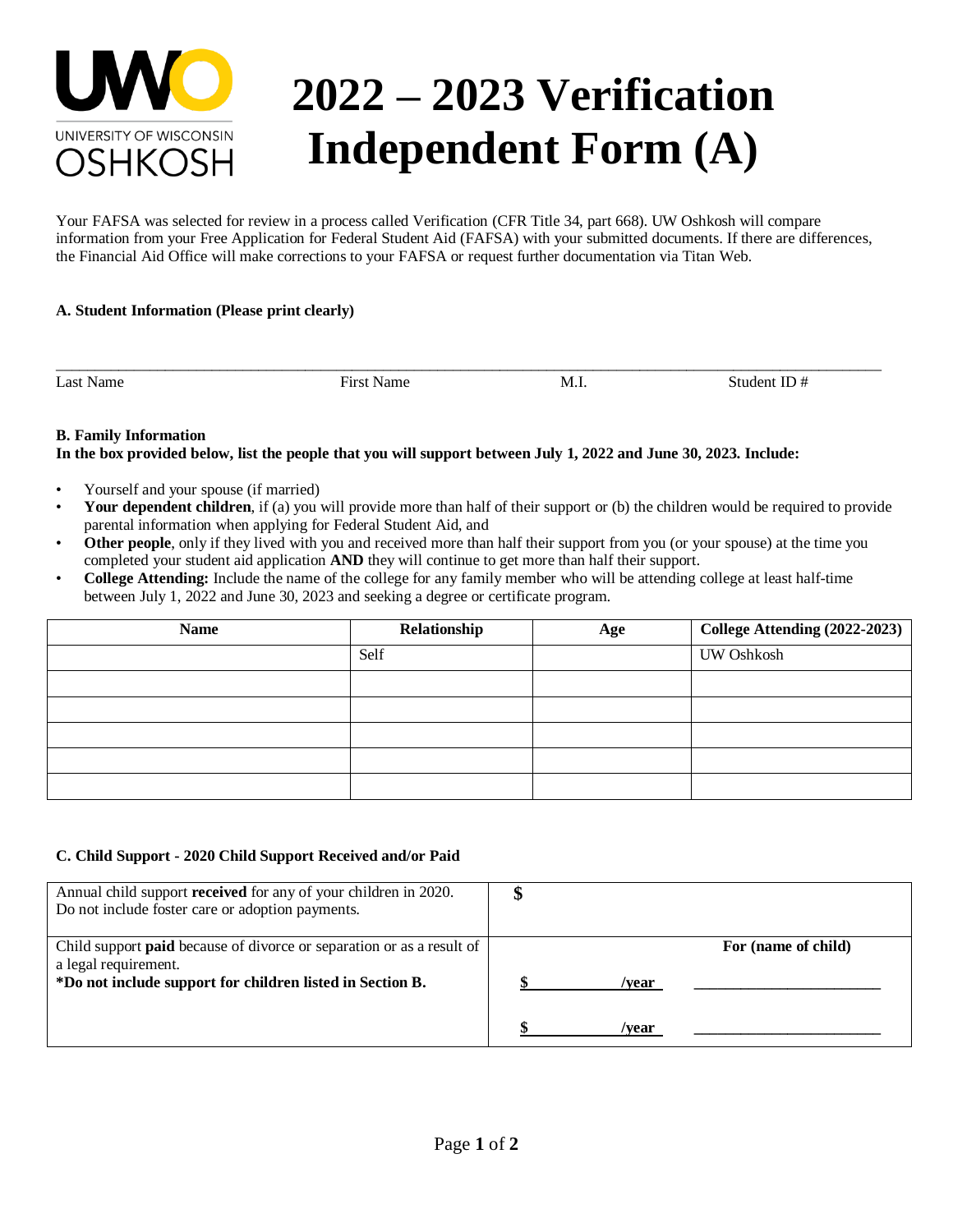# 2022 – 2023 Verification Independent Form (A)

UNIVERSITY OF WISCONSIN OSHKOSH

Your FAFSA was selected for review in a process called Verification (CFR Title 34, part 668). UW Oshkosh will compare information from your Free Application for Federal Student Aid (FAFSA) with your submitted documents. If there are differences, the Financial Aid Office will make corrections to your FAFSA or request further documentation via Titan Web.

**A. Student Information (Please print clearly)**

______________________________________________________________________________

Last Name First Name M.I. Student ID #

**B. Family Information**

**In the box provided below, list the people that you will support between July 1, 2022 and June 30, 2023. Include:**

- Yourself and your spouse (if married)
- **Your dependent children**, if (a) you will provide more than half of their support or (b) the children would be required to provide parental information when applying for Federal Student Aid, and
- **Other people**, only if they lived with you and received more than half their support from you (or your spouse) at the time you completed your student aid application **AND** they will continue to get more than half their support.
- **College Attending:** Include the name of the college for any family member who will be attending college at least half-time between July 1, 2022 and June 30, 2023 and seeking a degree or certificate program.

| Name | Relationship | Age | College Attending (2022-2023) |
|---|---|---|---|
| | Self | | UW Oshkosh |
| | | | |
| | | | |
| | | | |
| | | | |
| | | | |

**C. Child Support - 2020 Child Support Received and/or Paid**

| | | |
|---|---|---|
| Annual child support **received** for any of your children in 2020. Do not include foster care or adoption payments. | **$** | |
| Child support **paid** because of divorce or separation or as a result of a legal requirement. **\*Do not include support for children listed in Section B.** | | **For (name of child)** |
| | **$ /year** | ______________________ |
| | **$ /year** | ______________________ |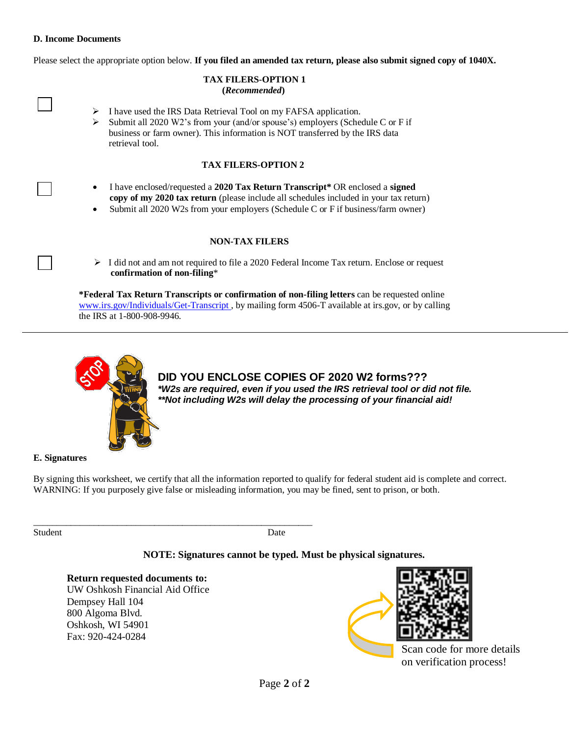## D. Income Documents

Please select the appropriate option below. **If you filed an amended tax return, please also submit signed copy of 1040X.**

### TAX FILERS-OPTION 1
**(*Recommended*)**

☐

- I have used the IRS Data Retrieval Tool on my FAFSA application.
- Submit all 2020 W2's from your (and/or spouse's) employers (Schedule C or F if business or farm owner). This information is NOT transferred by the IRS data retrieval tool.

### TAX FILERS-OPTION 2

☐

- I have enclosed/requested a **2020 Tax Return Transcript*** OR enclosed a **signed copy of my 2020 tax return** (please include all schedules included in your tax return)
- Submit all 2020 W2s from your employers (Schedule C or F if business/farm owner)

### NON-TAX FILERS

☐

- I did not and am not required to file a 2020 Federal Income Tax return. Enclose or request **confirmation of non-filing***

***Federal Tax Return Transcripts or confirmation of non-filing letters** can be requested online www.irs.gov/Individuals/Get-Transcript , by mailing form 4506-T available at irs.gov, or by calling the IRS at 1-800-908-9946.

---

**DID YOU ENCLOSE COPIES OF 2020 W2 forms???**

***W2s are required, even if you used the IRS retrieval tool or did not file.***

****Not including W2s will delay the processing of your financial aid!***

## E. Signatures

By signing this worksheet, we certify that all the information reported to qualify for federal student aid is complete and correct. WARNING: If you purposely give false or misleading information, you may be fined, sent to prison, or both.

\_\_\_\_\_\_\_\_\_\_\_\_\_\_\_\_\_\_\_\_\_\_\_\_\_\_\_\_\_\_\_\_\_\_\_\_\_\_\_\_\_\_\_\_\_\_\_\_\_\_\_\_\_\_\_\_

Student Date

**NOTE: Signatures cannot be typed. Must be physical signatures.**

**Return requested documents to:**
UW Oshkosh Financial Aid Office
Dempsey Hall 104
800 Algoma Blvd.
Oshkosh, WI 54901
Fax: 920-424-0284

Scan code for more details on verification process!